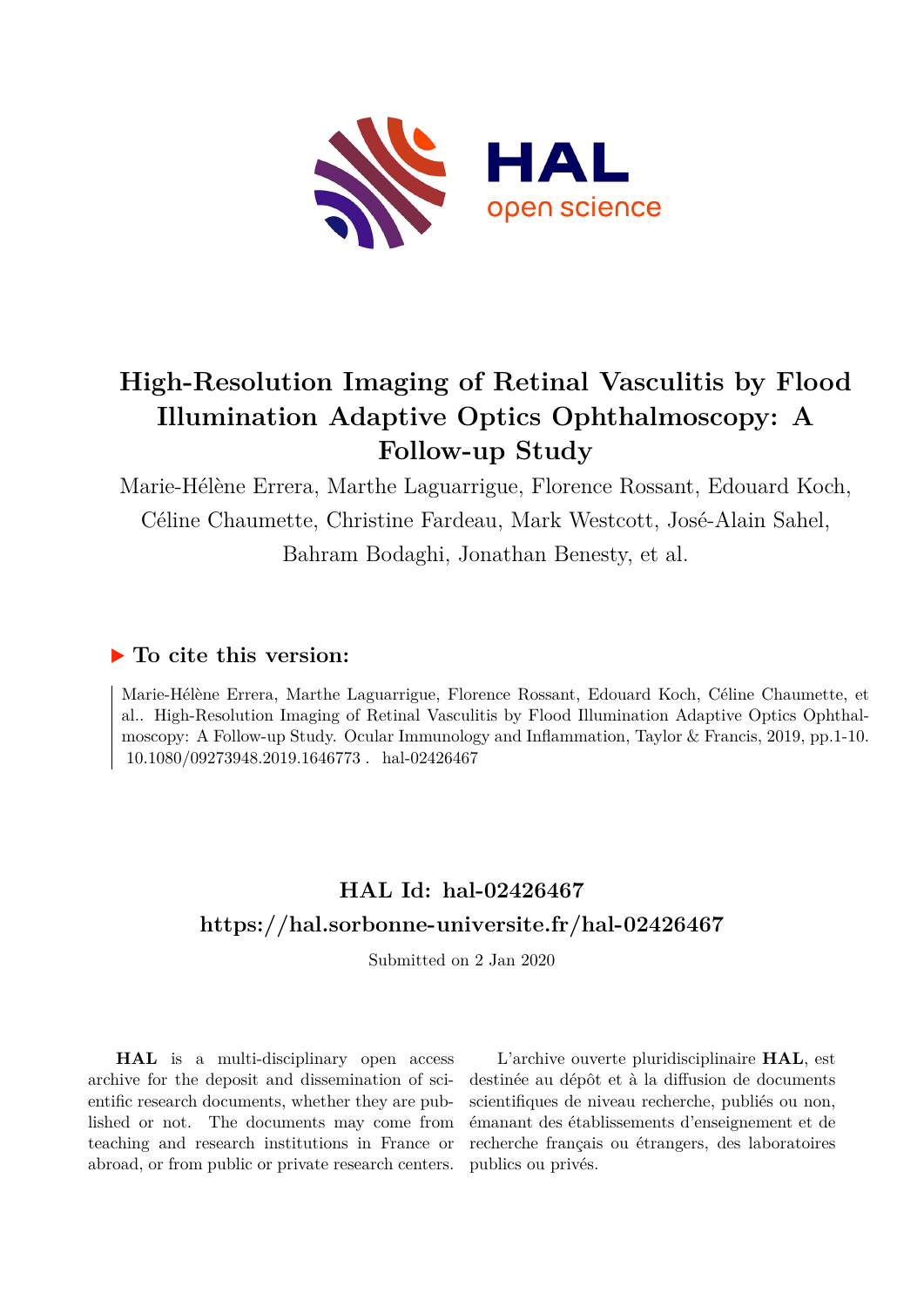# High-Resolution Imaging of Retinal Vasculitis by Flood Illumination Adaptive Optics Ophthalmoscopy: A Follow-up Study

Marie-Hélène Errera, Marthe Laguarrigue, Florence Rossant, Edouard Koch, Céline Chaumette, Christine Fardeau, Mark Westcott, José-Alain Sahel, Bahram Bodaghi, Jonathan Benesty, et al.

## ▶ To cite this version:

Marie-Hélène Errera, Marthe Laguarrigue, Florence Rossant, Edouard Koch, Céline Chaumette, et al.. High-Resolution Imaging of Retinal Vasculitis by Flood Illumination Adaptive Optics Ophthalmoscopy: A Follow-up Study. Ocular Immunology and Inflammation, Taylor & Francis, 2019, pp.1-10. 10.1080/09273948.2019.1646773 . hal-02426467

## HAL Id: hal-02426467
## https://hal.sorbonne-universite.fr/hal-02426467

Submitted on 2 Jan 2020

**HAL** is a multi-disciplinary open access archive for the deposit and dissemination of scientific research documents, whether they are published or not. The documents may come from teaching and research institutions in France or abroad, or from public or private research centers.

L'archive ouverte pluridisciplinaire **HAL**, est destinée au dépôt et à la diffusion de documents scientifiques de niveau recherche, publiés ou non, émanant des établissements d'enseignement et de recherche français ou étrangers, des laboratoires publics ou privés.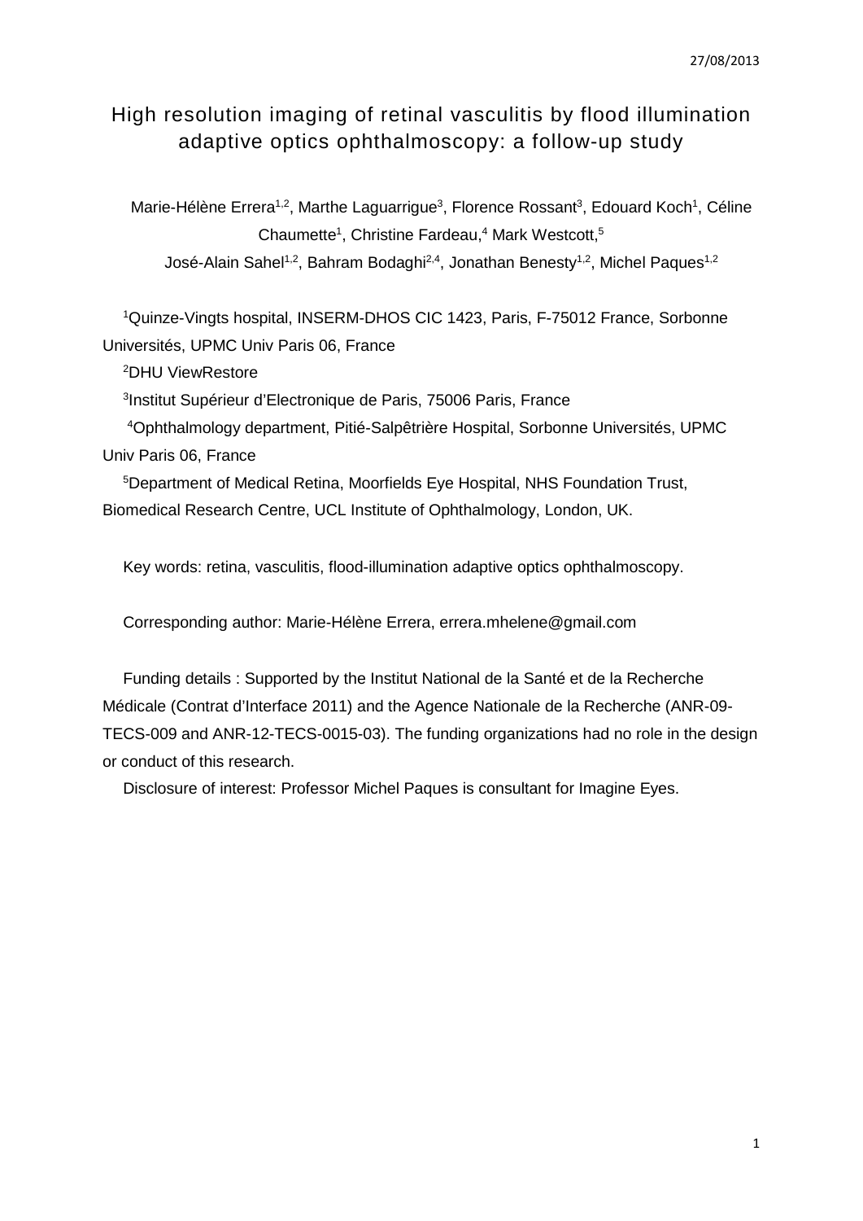# High resolution imaging of retinal vasculitis by flood illumination adaptive optics ophthalmoscopy: a follow-up study

Marie-Hélène Errera[1,2], Marthe Laguarrigue[3], Florence Rossant[3], Edouard Koch[1], Céline Chaumette[1], Christine Fardeau,[4] Mark Westcott,[5]
José-Alain Sahel[1,2], Bahram Bodaghi[2,4], Jonathan Benesty[1,2], Michel Paques[1,2]

[1]Quinze-Vingts hospital, INSERM-DHOS CIC 1423, Paris, F-75012 France, Sorbonne Universités, UPMC Univ Paris 06, France

[2]DHU ViewRestore

[3]Institut Supérieur d'Electronique de Paris, 75006 Paris, France

[4]Ophthalmology department, Pitié-Salpêtrière Hospital, Sorbonne Universités, UPMC Univ Paris 06, France

[5]Department of Medical Retina, Moorfields Eye Hospital, NHS Foundation Trust, Biomedical Research Centre, UCL Institute of Ophthalmology, London, UK.

Key words: retina, vasculitis, flood-illumination adaptive optics ophthalmoscopy.

Corresponding author: Marie-Hélène Errera, errera.mhelene@gmail.com

Funding details : Supported by the Institut National de la Santé et de la Recherche Médicale (Contrat d'Interface 2011) and the Agence Nationale de la Recherche (ANR-09-TECS-009 and ANR-12-TECS-0015-03). The funding organizations had no role in the design or conduct of this research.

Disclosure of interest: Professor Michel Paques is consultant for Imagine Eyes.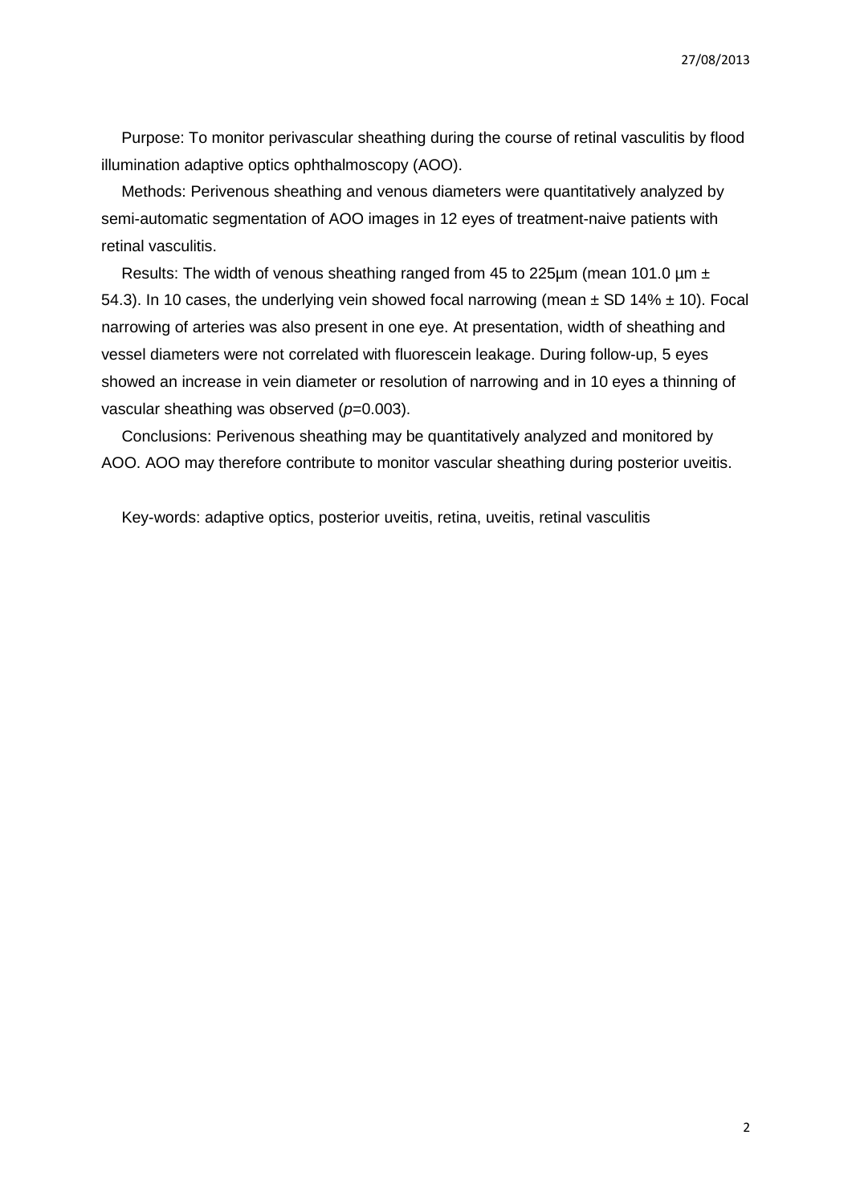Purpose: To monitor perivascular sheathing during the course of retinal vasculitis by flood illumination adaptive optics ophthalmoscopy (AOO).

Methods: Perivenous sheathing and venous diameters were quantitatively analyzed by semi-automatic segmentation of AOO images in 12 eyes of treatment-naive patients with retinal vasculitis.

Results: The width of venous sheathing ranged from 45 to 225µm (mean 101.0 µm ± 54.3). In 10 cases, the underlying vein showed focal narrowing (mean ± SD 14% ± 10). Focal narrowing of arteries was also present in one eye. At presentation, width of sheathing and vessel diameters were not correlated with fluorescein leakage. During follow-up, 5 eyes showed an increase in vein diameter or resolution of narrowing and in 10 eyes a thinning of vascular sheathing was observed ($p$=0.003).

Conclusions: Perivenous sheathing may be quantitatively analyzed and monitored by AOO. AOO may therefore contribute to monitor vascular sheathing during posterior uveitis.

Key-words: adaptive optics, posterior uveitis, retina, uveitis, retinal vasculitis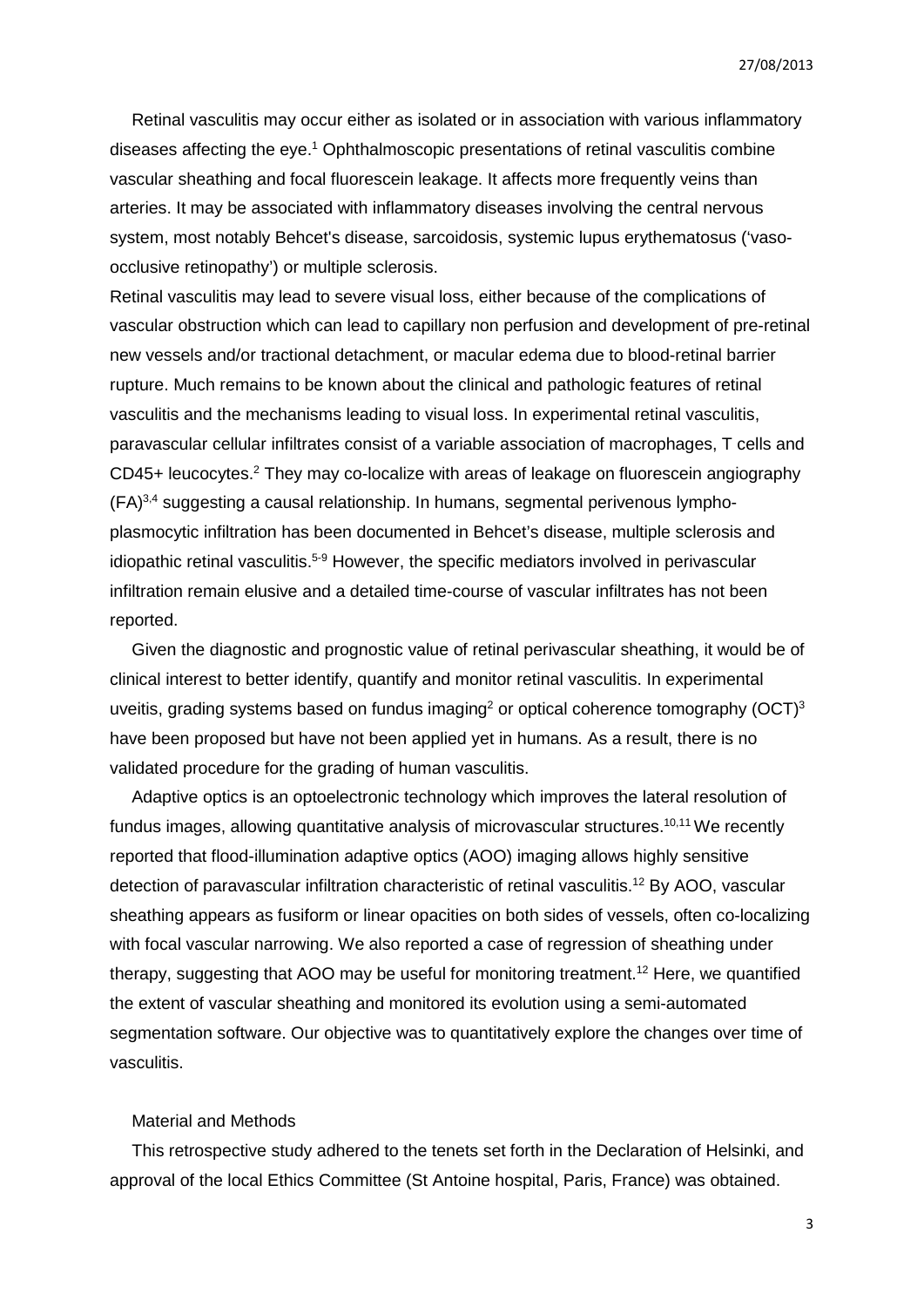Retinal vasculitis may occur either as isolated or in association with various inflammatory diseases affecting the eye.[1] Ophthalmoscopic presentations of retinal vasculitis combine vascular sheathing and focal fluorescein leakage. It affects more frequently veins than arteries. It may be associated with inflammatory diseases involving the central nervous system, most notably Behcet's disease, sarcoidosis, systemic lupus erythematosus ('vaso-occlusive retinopathy') or multiple sclerosis.

Retinal vasculitis may lead to severe visual loss, either because of the complications of vascular obstruction which can lead to capillary non perfusion and development of pre-retinal new vessels and/or tractional detachment, or macular edema due to blood-retinal barrier rupture. Much remains to be known about the clinical and pathologic features of retinal vasculitis and the mechanisms leading to visual loss. In experimental retinal vasculitis, paravascular cellular infiltrates consist of a variable association of macrophages, T cells and CD45+ leucocytes.[2] They may co-localize with areas of leakage on fluorescein angiography (FA)[3,4] suggesting a causal relationship. In humans, segmental perivenous lympho-plasmocytic infiltration has been documented in Behcet's disease, multiple sclerosis and idiopathic retinal vasculitis.[5-9] However, the specific mediators involved in perivascular infiltration remain elusive and a detailed time-course of vascular infiltrates has not been reported.

Given the diagnostic and prognostic value of retinal perivascular sheathing, it would be of clinical interest to better identify, quantify and monitor retinal vasculitis. In experimental uveitis, grading systems based on fundus imaging[2] or optical coherence tomography (OCT)[3] have been proposed but have not been applied yet in humans. As a result, there is no validated procedure for the grading of human vasculitis.

Adaptive optics is an optoelectronic technology which improves the lateral resolution of fundus images, allowing quantitative analysis of microvascular structures.[10,11] We recently reported that flood-illumination adaptive optics (AOO) imaging allows highly sensitive detection of paravascular infiltration characteristic of retinal vasculitis.[12] By AOO, vascular sheathing appears as fusiform or linear opacities on both sides of vessels, often co-localizing with focal vascular narrowing. We also reported a case of regression of sheathing under therapy, suggesting that AOO may be useful for monitoring treatment.[12] Here, we quantified the extent of vascular sheathing and monitored its evolution using a semi-automated segmentation software. Our objective was to quantitatively explore the changes over time of vasculitis.

## Material and Methods

This retrospective study adhered to the tenets set forth in the Declaration of Helsinki, and approval of the local Ethics Committee (St Antoine hospital, Paris, France) was obtained.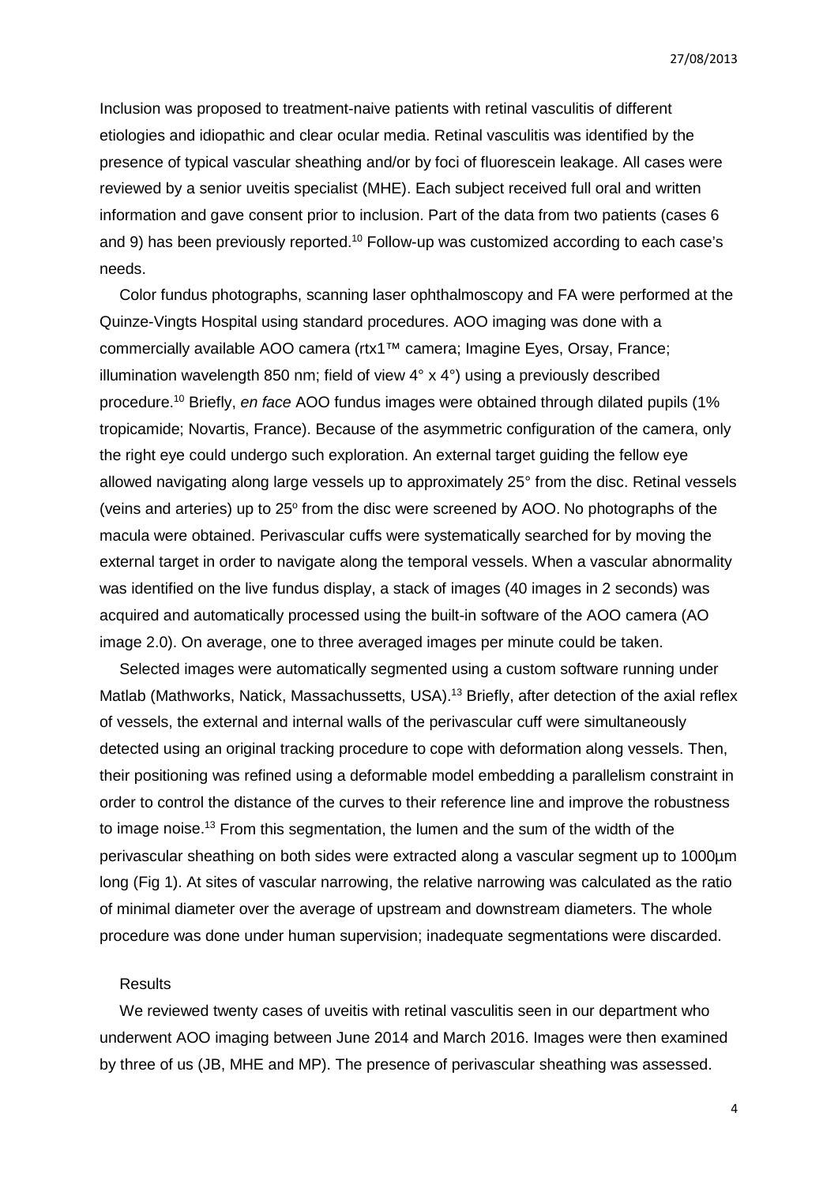Inclusion was proposed to treatment-naive patients with retinal vasculitis of different etiologies and idiopathic and clear ocular media. Retinal vasculitis was identified by the presence of typical vascular sheathing and/or by foci of fluorescein leakage. All cases were reviewed by a senior uveitis specialist (MHE). Each subject received full oral and written information and gave consent prior to inclusion. Part of the data from two patients (cases 6 and 9) has been previously reported.[10] Follow-up was customized according to each case's needs.

Color fundus photographs, scanning laser ophthalmoscopy and FA were performed at the Quinze-Vingts Hospital using standard procedures. AOO imaging was done with a commercially available AOO camera (rtx1™ camera; Imagine Eyes, Orsay, France; illumination wavelength 850 nm; field of view 4° x 4°) using a previously described procedure.[10] Briefly, *en face* AOO fundus images were obtained through dilated pupils (1% tropicamide; Novartis, France). Because of the asymmetric configuration of the camera, only the right eye could undergo such exploration. An external target guiding the fellow eye allowed navigating along large vessels up to approximately 25° from the disc. Retinal vessels (veins and arteries) up to 25º from the disc were screened by AOO. No photographs of the macula were obtained. Perivascular cuffs were systematically searched for by moving the external target in order to navigate along the temporal vessels. When a vascular abnormality was identified on the live fundus display, a stack of images (40 images in 2 seconds) was acquired and automatically processed using the built-in software of the AOO camera (AO image 2.0). On average, one to three averaged images per minute could be taken.

Selected images were automatically segmented using a custom software running under Matlab (Mathworks, Natick, Massachussetts, USA).[13] Briefly, after detection of the axial reflex of vessels, the external and internal walls of the perivascular cuff were simultaneously detected using an original tracking procedure to cope with deformation along vessels. Then, their positioning was refined using a deformable model embedding a parallelism constraint in order to control the distance of the curves to their reference line and improve the robustness to image noise.[13] From this segmentation, the lumen and the sum of the width of the perivascular sheathing on both sides were extracted along a vascular segment up to 1000µm long (Fig 1). At sites of vascular narrowing, the relative narrowing was calculated as the ratio of minimal diameter over the average of upstream and downstream diameters. The whole procedure was done under human supervision; inadequate segmentations were discarded.

## Results

We reviewed twenty cases of uveitis with retinal vasculitis seen in our department who underwent AOO imaging between June 2014 and March 2016. Images were then examined by three of us (JB, MHE and MP). The presence of perivascular sheathing was assessed.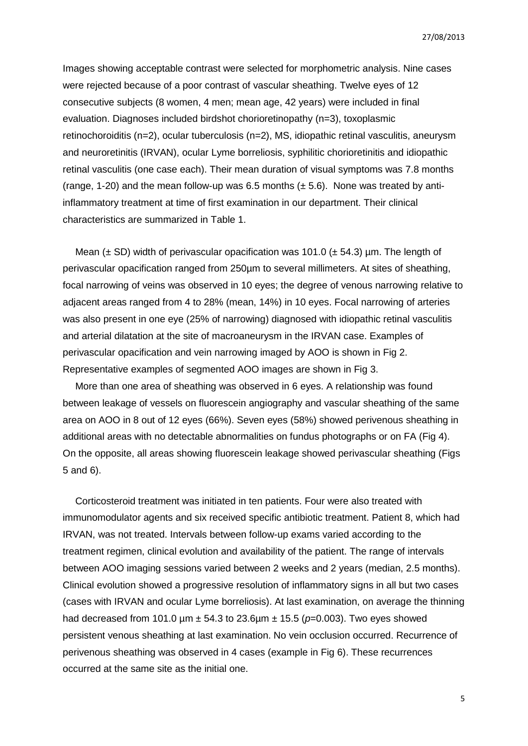Images showing acceptable contrast were selected for morphometric analysis. Nine cases were rejected because of a poor contrast of vascular sheathing. Twelve eyes of 12 consecutive subjects (8 women, 4 men; mean age, 42 years) were included in final evaluation. Diagnoses included birdshot chorioretinopathy (n=3), toxoplasmic retinochoroiditis (n=2), ocular tuberculosis (n=2), MS, idiopathic retinal vasculitis, aneurysm and neuroretinitis (IRVAN), ocular Lyme borreliosis, syphilitic chorioretinitis and idiopathic retinal vasculitis (one case each). Their mean duration of visual symptoms was 7.8 months (range, 1-20) and the mean follow-up was 6.5 months (± 5.6). None was treated by anti-inflammatory treatment at time of first examination in our department. Their clinical characteristics are summarized in Table 1.

Mean (± SD) width of perivascular opacification was 101.0 (± 54.3) µm. The length of perivascular opacification ranged from 250µm to several millimeters. At sites of sheathing, focal narrowing of veins was observed in 10 eyes; the degree of venous narrowing relative to adjacent areas ranged from 4 to 28% (mean, 14%) in 10 eyes. Focal narrowing of arteries was also present in one eye (25% of narrowing) diagnosed with idiopathic retinal vasculitis and arterial dilatation at the site of macroaneurysm in the IRVAN case. Examples of perivascular opacification and vein narrowing imaged by AOO is shown in Fig 2. Representative examples of segmented AOO images are shown in Fig 3.

More than one area of sheathing was observed in 6 eyes. A relationship was found between leakage of vessels on fluorescein angiography and vascular sheathing of the same area on AOO in 8 out of 12 eyes (66%). Seven eyes (58%) showed perivenous sheathing in additional areas with no detectable abnormalities on fundus photographs or on FA (Fig 4). On the opposite, all areas showing fluorescein leakage showed perivascular sheathing (Figs 5 and 6).

Corticosteroid treatment was initiated in ten patients. Four were also treated with immunomodulator agents and six received specific antibiotic treatment. Patient 8, which had IRVAN, was not treated. Intervals between follow-up exams varied according to the treatment regimen, clinical evolution and availability of the patient. The range of intervals between AOO imaging sessions varied between 2 weeks and 2 years (median, 2.5 months). Clinical evolution showed a progressive resolution of inflammatory signs in all but two cases (cases with IRVAN and ocular Lyme borreliosis). At last examination, on average the thinning had decreased from 101.0 µm ± 54.3 to 23.6µm ± 15.5 ($p$=0.003). Two eyes showed persistent venous sheathing at last examination. No vein occlusion occurred. Recurrence of perivenous sheathing was observed in 4 cases (example in Fig 6). These recurrences occurred at the same site as the initial one.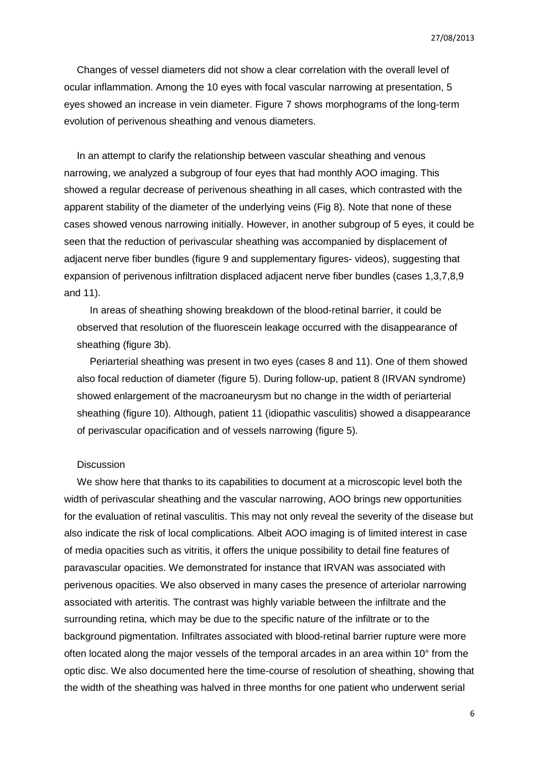Changes of vessel diameters did not show a clear correlation with the overall level of ocular inflammation. Among the 10 eyes with focal vascular narrowing at presentation, 5 eyes showed an increase in vein diameter. Figure 7 shows morphograms of the long-term evolution of perivenous sheathing and venous diameters.

In an attempt to clarify the relationship between vascular sheathing and venous narrowing, we analyzed a subgroup of four eyes that had monthly AOO imaging. This showed a regular decrease of perivenous sheathing in all cases, which contrasted with the apparent stability of the diameter of the underlying veins (Fig 8). Note that none of these cases showed venous narrowing initially. However, in another subgroup of 5 eyes, it could be seen that the reduction of perivascular sheathing was accompanied by displacement of adjacent nerve fiber bundles (figure 9 and supplementary figures- videos), suggesting that expansion of perivenous infiltration displaced adjacent nerve fiber bundles (cases 1,3,7,8,9 and 11).

In areas of sheathing showing breakdown of the blood-retinal barrier, it could be observed that resolution of the fluorescein leakage occurred with the disappearance of sheathing (figure 3b).

Periarterial sheathing was present in two eyes (cases 8 and 11). One of them showed also focal reduction of diameter (figure 5). During follow-up, patient 8 (IRVAN syndrome) showed enlargement of the macroaneurysm but no change in the width of periarterial sheathing (figure 10). Although, patient 11 (idiopathic vasculitis) showed a disappearance of perivascular opacification and of vessels narrowing (figure 5).

## Discussion

We show here that thanks to its capabilities to document at a microscopic level both the width of perivascular sheathing and the vascular narrowing, AOO brings new opportunities for the evaluation of retinal vasculitis. This may not only reveal the severity of the disease but also indicate the risk of local complications. Albeit AOO imaging is of limited interest in case of media opacities such as vitritis, it offers the unique possibility to detail fine features of paravascular opacities. We demonstrated for instance that IRVAN was associated with perivenous opacities. We also observed in many cases the presence of arteriolar narrowing associated with arteritis. The contrast was highly variable between the infiltrate and the surrounding retina, which may be due to the specific nature of the infiltrate or to the background pigmentation. Infiltrates associated with blood-retinal barrier rupture were more often located along the major vessels of the temporal arcades in an area within 10° from the optic disc. We also documented here the time-course of resolution of sheathing, showing that the width of the sheathing was halved in three months for one patient who underwent serial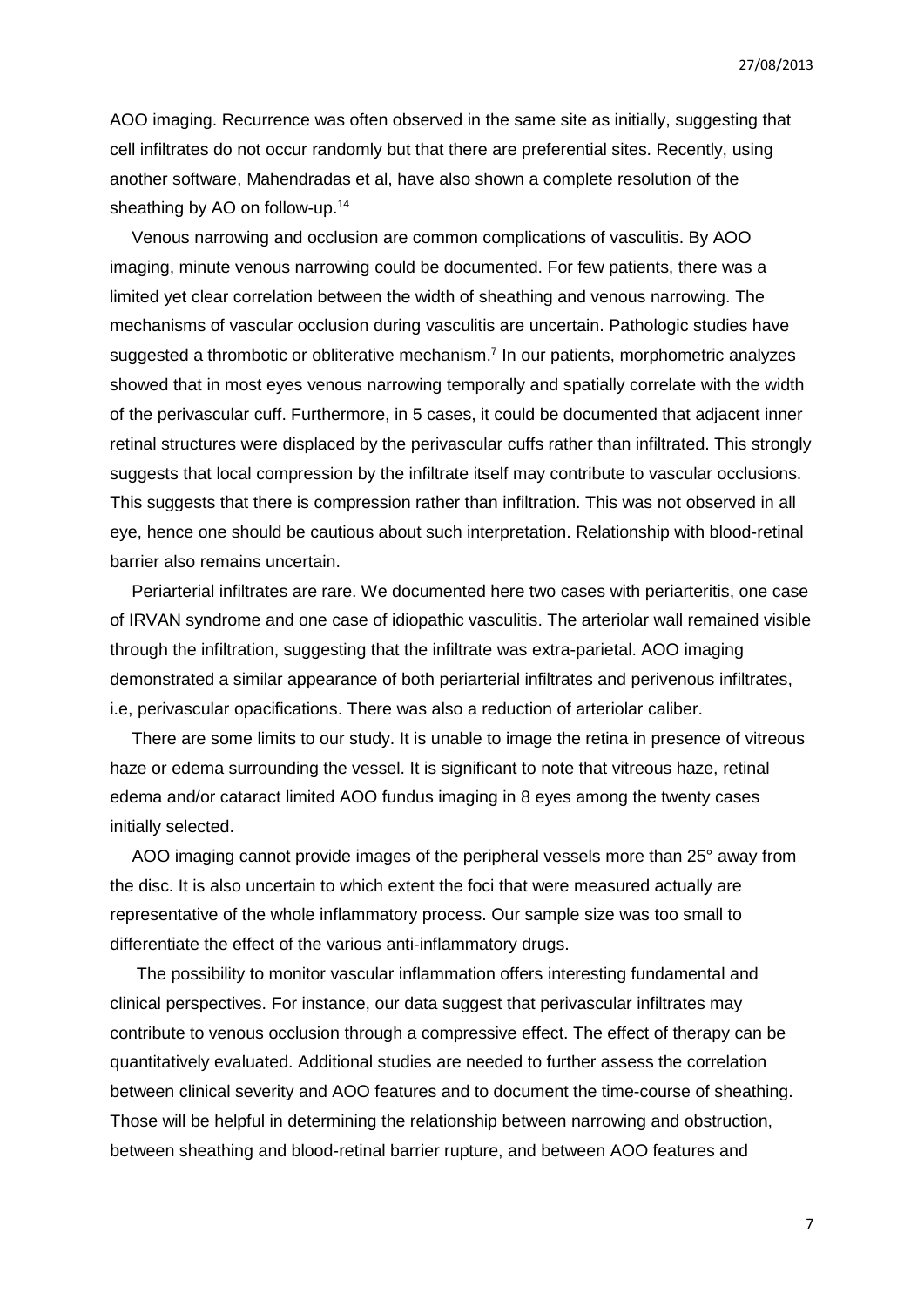AOO imaging. Recurrence was often observed in the same site as initially, suggesting that cell infiltrates do not occur randomly but that there are preferential sites. Recently, using another software, Mahendradas et al, have also shown a complete resolution of the sheathing by AO on follow-up.[14]

Venous narrowing and occlusion are common complications of vasculitis. By AOO imaging, minute venous narrowing could be documented. For few patients, there was a limited yet clear correlation between the width of sheathing and venous narrowing. The mechanisms of vascular occlusion during vasculitis are uncertain. Pathologic studies have suggested a thrombotic or obliterative mechanism.[7] In our patients, morphometric analyzes showed that in most eyes venous narrowing temporally and spatially correlate with the width of the perivascular cuff. Furthermore, in 5 cases, it could be documented that adjacent inner retinal structures were displaced by the perivascular cuffs rather than infiltrated. This strongly suggests that local compression by the infiltrate itself may contribute to vascular occlusions. This suggests that there is compression rather than infiltration. This was not observed in all eye, hence one should be cautious about such interpretation. Relationship with blood-retinal barrier also remains uncertain.

Periarterial infiltrates are rare. We documented here two cases with periarteritis, one case of IRVAN syndrome and one case of idiopathic vasculitis. The arteriolar wall remained visible through the infiltration, suggesting that the infiltrate was extra-parietal. AOO imaging demonstrated a similar appearance of both periarterial infiltrates and perivenous infiltrates, i.e, perivascular opacifications. There was also a reduction of arteriolar caliber.

There are some limits to our study. It is unable to image the retina in presence of vitreous haze or edema surrounding the vessel. It is significant to note that vitreous haze, retinal edema and/or cataract limited AOO fundus imaging in 8 eyes among the twenty cases initially selected.

AOO imaging cannot provide images of the peripheral vessels more than 25° away from the disc. It is also uncertain to which extent the foci that were measured actually are representative of the whole inflammatory process. Our sample size was too small to differentiate the effect of the various anti-inflammatory drugs.

The possibility to monitor vascular inflammation offers interesting fundamental and clinical perspectives. For instance, our data suggest that perivascular infiltrates may contribute to venous occlusion through a compressive effect. The effect of therapy can be quantitatively evaluated. Additional studies are needed to further assess the correlation between clinical severity and AOO features and to document the time-course of sheathing. Those will be helpful in determining the relationship between narrowing and obstruction, between sheathing and blood-retinal barrier rupture, and between AOO features and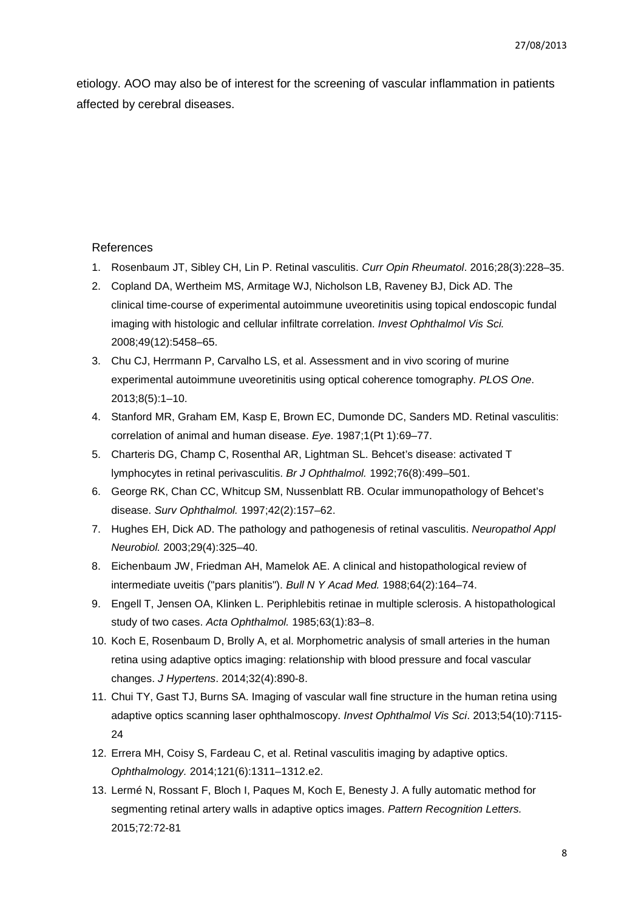etiology. AOO may also be of interest for the screening of vascular inflammation in patients affected by cerebral diseases.

References

1. Rosenbaum JT, Sibley CH, Lin P. Retinal vasculitis. *Curr Opin Rheumatol*. 2016;28(3):228–35.
2. Copland DA, Wertheim MS, Armitage WJ, Nicholson LB, Raveney BJ, Dick AD. The clinical time-course of experimental autoimmune uveoretinitis using topical endoscopic fundal imaging with histologic and cellular infiltrate correlation. *Invest Ophthalmol Vis Sci.* 2008;49(12):5458–65.
3. Chu CJ, Herrmann P, Carvalho LS, et al. Assessment and in vivo scoring of murine experimental autoimmune uveoretinitis using optical coherence tomography. *PLOS One*. 2013;8(5):1–10.
4. Stanford MR, Graham EM, Kasp E, Brown EC, Dumonde DC, Sanders MD. Retinal vasculitis: correlation of animal and human disease. *Eye*. 1987;1(Pt 1):69–77.
5. Charteris DG, Champ C, Rosenthal AR, Lightman SL. Behcet's disease: activated T lymphocytes in retinal perivasculitis. *Br J Ophthalmol.* 1992;76(8):499–501.
6. George RK, Chan CC, Whitcup SM, Nussenblatt RB. Ocular immunopathology of Behcet's disease. *Surv Ophthalmol.* 1997;42(2):157–62.
7. Hughes EH, Dick AD. The pathology and pathogenesis of retinal vasculitis. *Neuropathol Appl Neurobiol.* 2003;29(4):325–40.
8. Eichenbaum JW, Friedman AH, Mamelok AE. A clinical and histopathological review of intermediate uveitis ("pars planitis"). *Bull N Y Acad Med.* 1988;64(2):164–74.
9. Engell T, Jensen OA, Klinken L. Periphlebitis retinae in multiple sclerosis. A histopathological study of two cases. *Acta Ophthalmol.* 1985;63(1):83–8.
10. Koch E, Rosenbaum D, Brolly A, et al. Morphometric analysis of small arteries in the human retina using adaptive optics imaging: relationship with blood pressure and focal vascular changes. *J Hypertens*. 2014;32(4):890-8.
11. Chui TY, Gast TJ, Burns SA. Imaging of vascular wall fine structure in the human retina using adaptive optics scanning laser ophthalmoscopy. *Invest Ophthalmol Vis Sci*. 2013;54(10):7115-24
12. Errera MH, Coisy S, Fardeau C, et al. Retinal vasculitis imaging by adaptive optics. *Ophthalmology.* 2014;121(6):1311–1312.e2.
13. Lermé N, Rossant F, Bloch I, Paques M, Koch E, Benesty J. A fully automatic method for segmenting retinal artery walls in adaptive optics images. *Pattern Recognition Letters.* 2015;72:72-81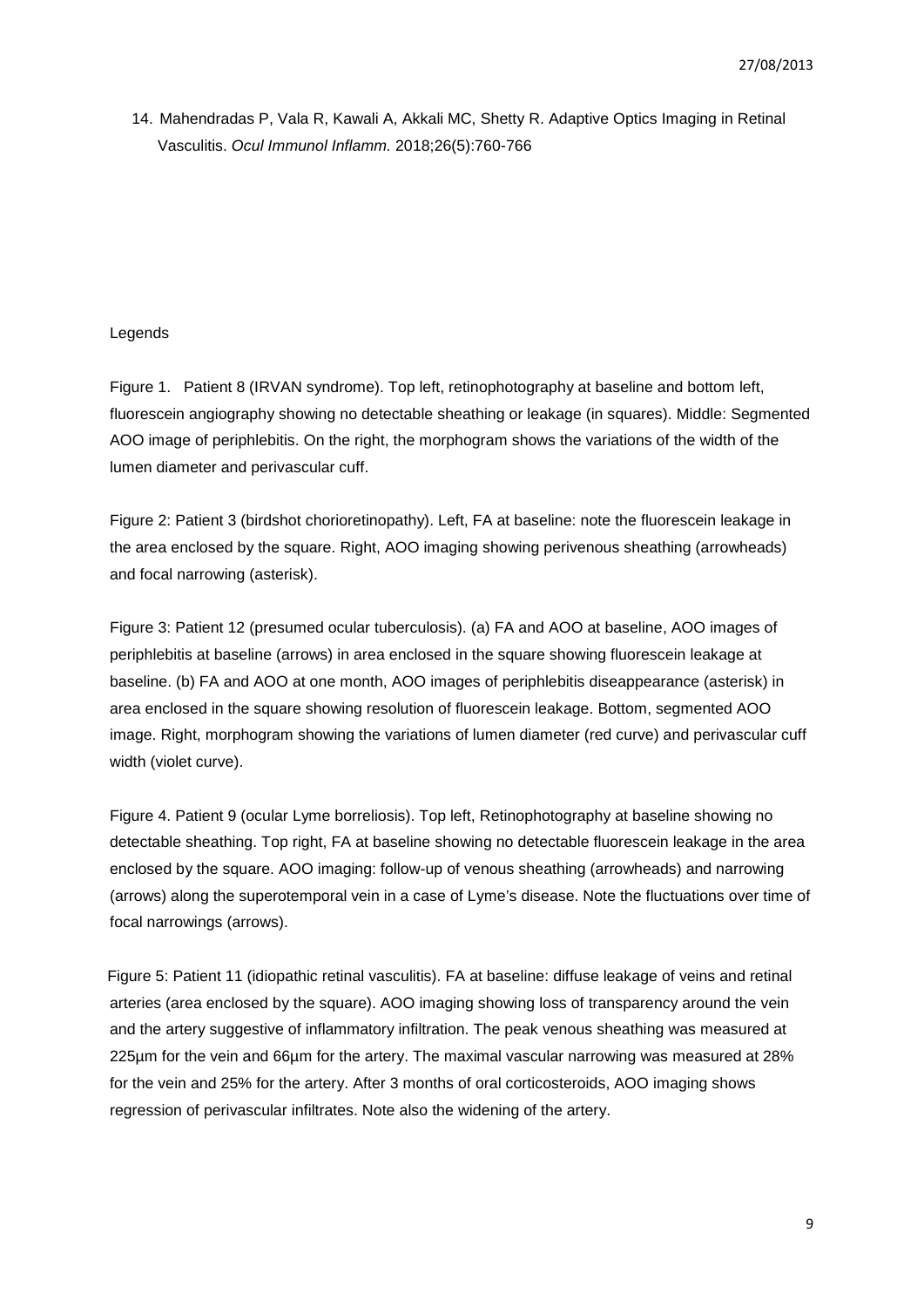14. Mahendradas P, Vala R, Kawali A, Akkali MC, Shetty R. Adaptive Optics Imaging in Retinal Vasculitis. *Ocul Immunol Inflamm.* 2018;26(5):760-766

Legends

Figure 1. Patient 8 (IRVAN syndrome). Top left, retinophotography at baseline and bottom left, fluorescein angiography showing no detectable sheathing or leakage (in squares). Middle: Segmented AOO image of periphlebitis. On the right, the morphogram shows the variations of the width of the lumen diameter and perivascular cuff.

Figure 2: Patient 3 (birdshot chorioretinopathy). Left, FA at baseline: note the fluorescein leakage in the area enclosed by the square. Right, AOO imaging showing perivenous sheathing (arrowheads) and focal narrowing (asterisk).

Figure 3: Patient 12 (presumed ocular tuberculosis). (a) FA and AOO at baseline, AOO images of periphlebitis at baseline (arrows) in area enclosed in the square showing fluorescein leakage at baseline. (b) FA and AOO at one month, AOO images of periphlebitis diseappearance (asterisk) in area enclosed in the square showing resolution of fluorescein leakage. Bottom, segmented AOO image. Right, morphogram showing the variations of lumen diameter (red curve) and perivascular cuff width (violet curve).

Figure 4. Patient 9 (ocular Lyme borreliosis). Top left, Retinophotography at baseline showing no detectable sheathing. Top right, FA at baseline showing no detectable fluorescein leakage in the area enclosed by the square. AOO imaging: follow-up of venous sheathing (arrowheads) and narrowing (arrows) along the superotemporal vein in a case of Lyme's disease. Note the fluctuations over time of focal narrowings (arrows).

Figure 5: Patient 11 (idiopathic retinal vasculitis). FA at baseline: diffuse leakage of veins and retinal arteries (area enclosed by the square). AOO imaging showing loss of transparency around the vein and the artery suggestive of inflammatory infiltration. The peak venous sheathing was measured at 225µm for the vein and 66µm for the artery. The maximal vascular narrowing was measured at 28% for the vein and 25% for the artery. After 3 months of oral corticosteroids, AOO imaging shows regression of perivascular infiltrates. Note also the widening of the artery.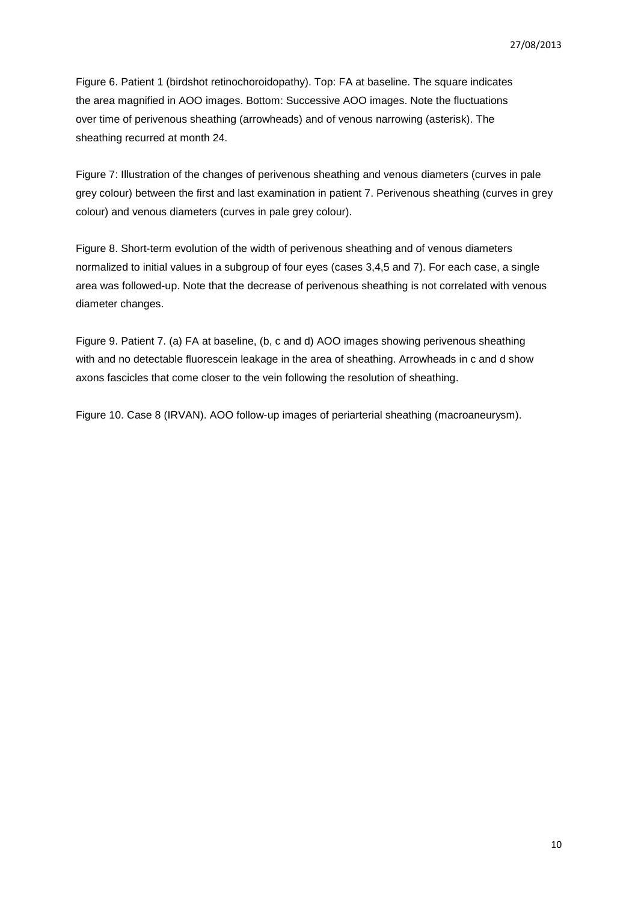Figure 6. Patient 1 (birdshot retinochoroidopathy). Top: FA at baseline. The square indicates the area magnified in AOO images. Bottom: Successive AOO images. Note the fluctuations over time of perivenous sheathing (arrowheads) and of venous narrowing (asterisk). The sheathing recurred at month 24.

Figure 7: Illustration of the changes of perivenous sheathing and venous diameters (curves in pale grey colour) between the first and last examination in patient 7. Perivenous sheathing (curves in grey colour) and venous diameters (curves in pale grey colour).

Figure 8. Short-term evolution of the width of perivenous sheathing and of venous diameters normalized to initial values in a subgroup of four eyes (cases 3,4,5 and 7). For each case, a single area was followed-up. Note that the decrease of perivenous sheathing is not correlated with venous diameter changes.

Figure 9. Patient 7. (a) FA at baseline, (b, c and d) AOO images showing perivenous sheathing with and no detectable fluorescein leakage in the area of sheathing. Arrowheads in c and d show axons fascicles that come closer to the vein following the resolution of sheathing.

Figure 10. Case 8 (IRVAN). AOO follow-up images of periarterial sheathing (macroaneurysm).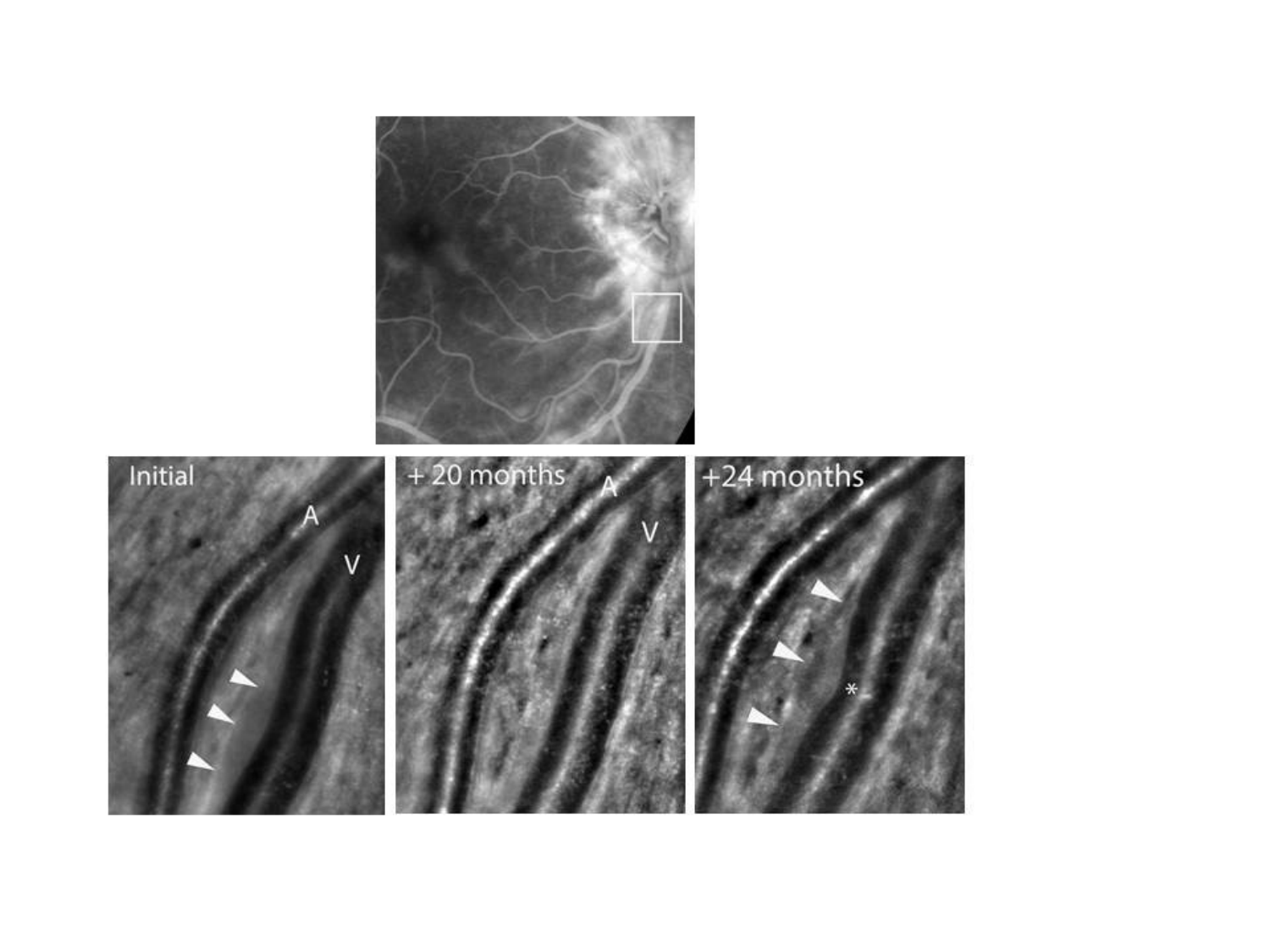Initial

+ 20 months

+24 months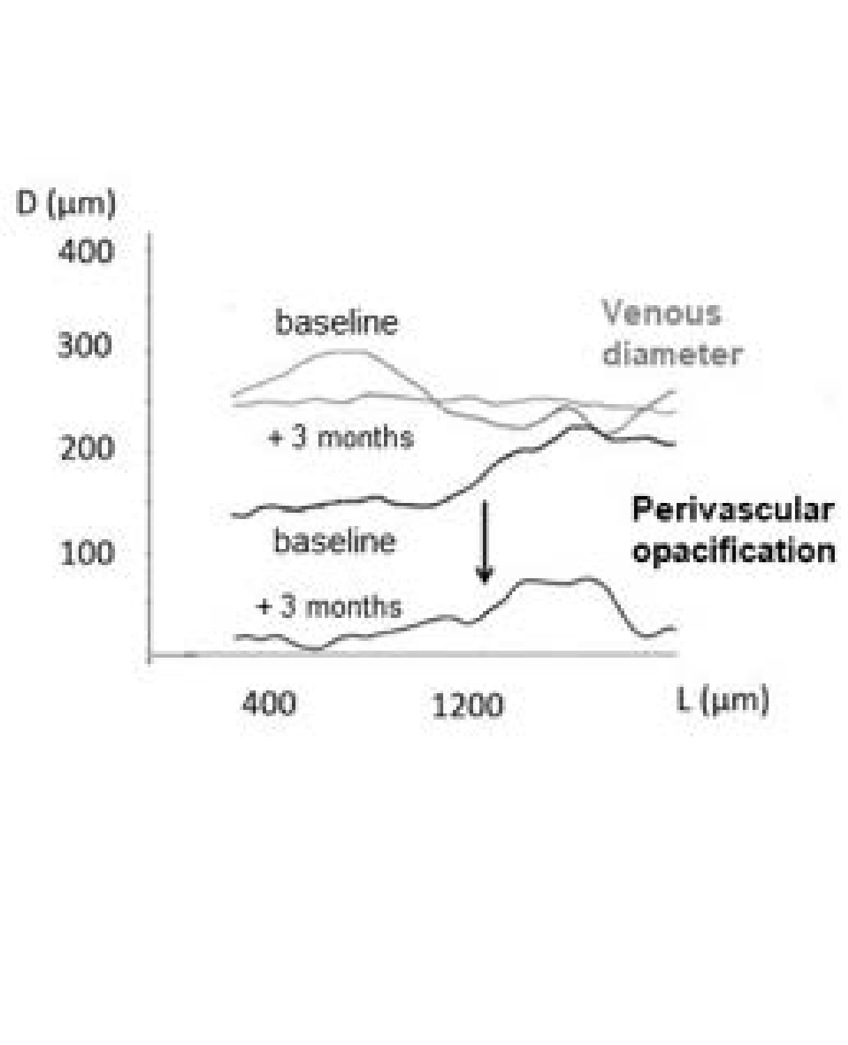D (µm)

400

300

200

100

baseline

Venous diameter

+ 3 months

baseline

**Perivascular opacification**

+ 3 months

400

1200

L (µm)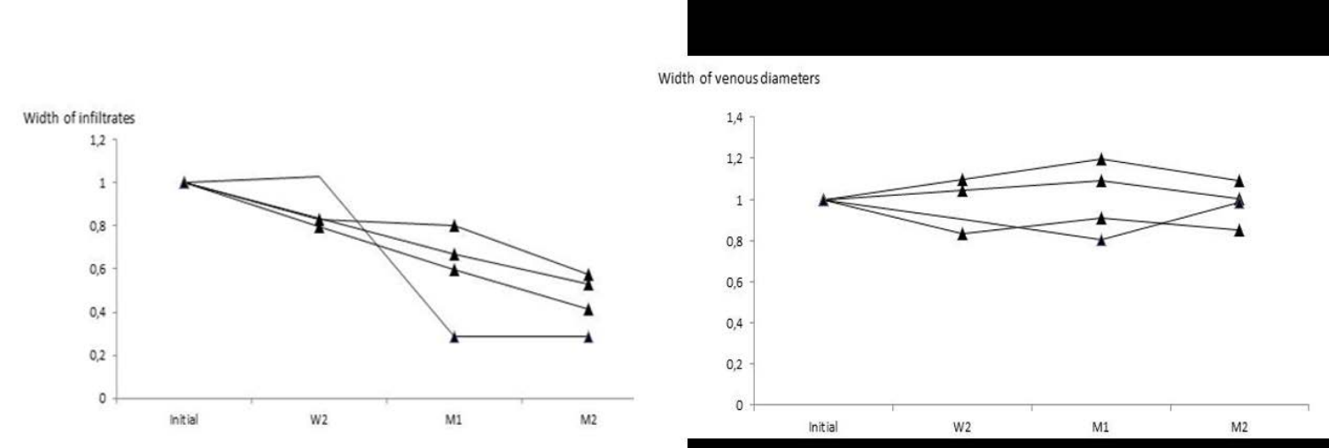Width of infiltrates

1,2
1
0,8
0,6
0,4
0,2
0

Initial W2 M1 M2

Width of venous diameters

1,4
1,2
1
0,8
0,6
0,4
0,2
0

Initial W2 M1 M2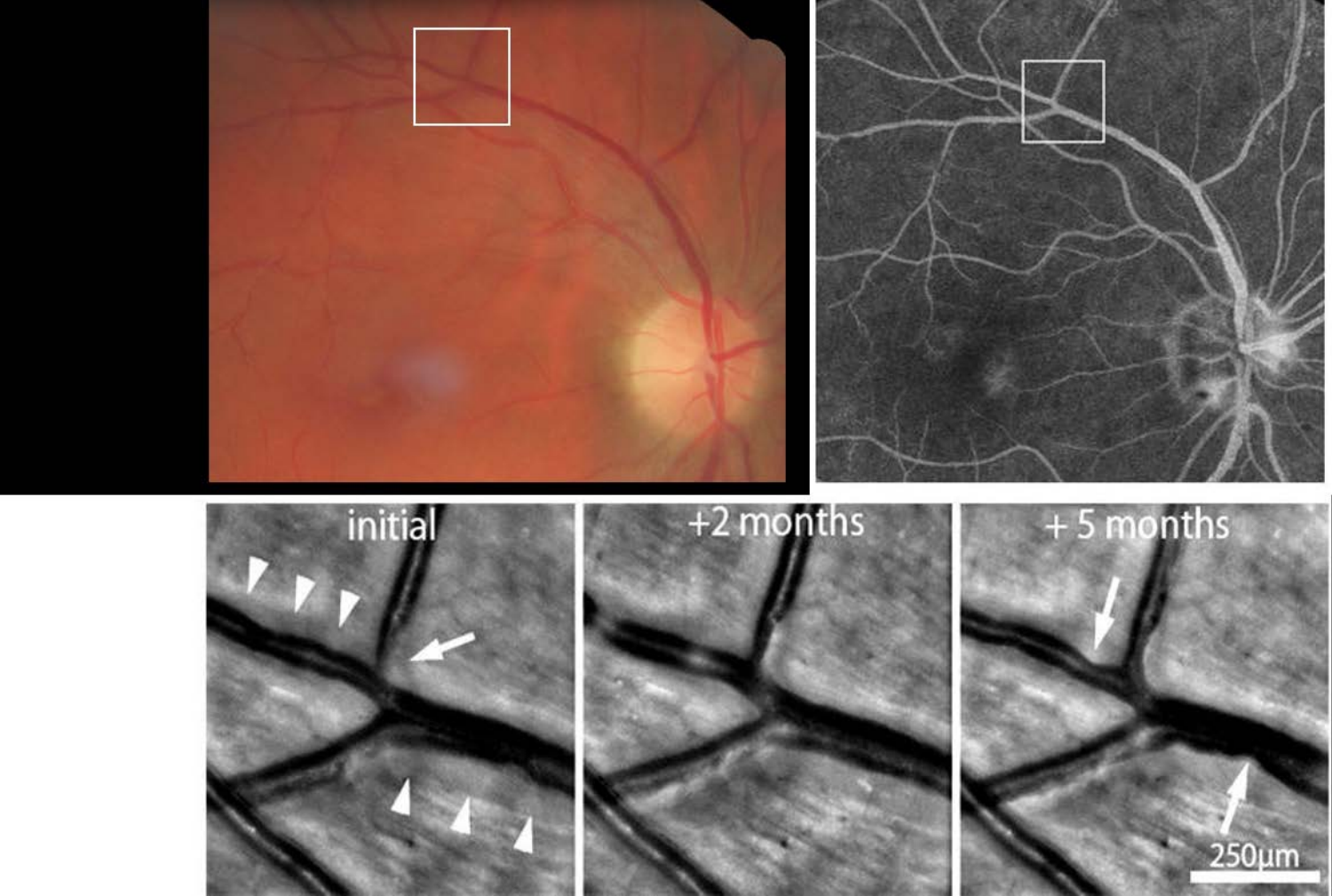initial

+2 months

+ 5 months

250μm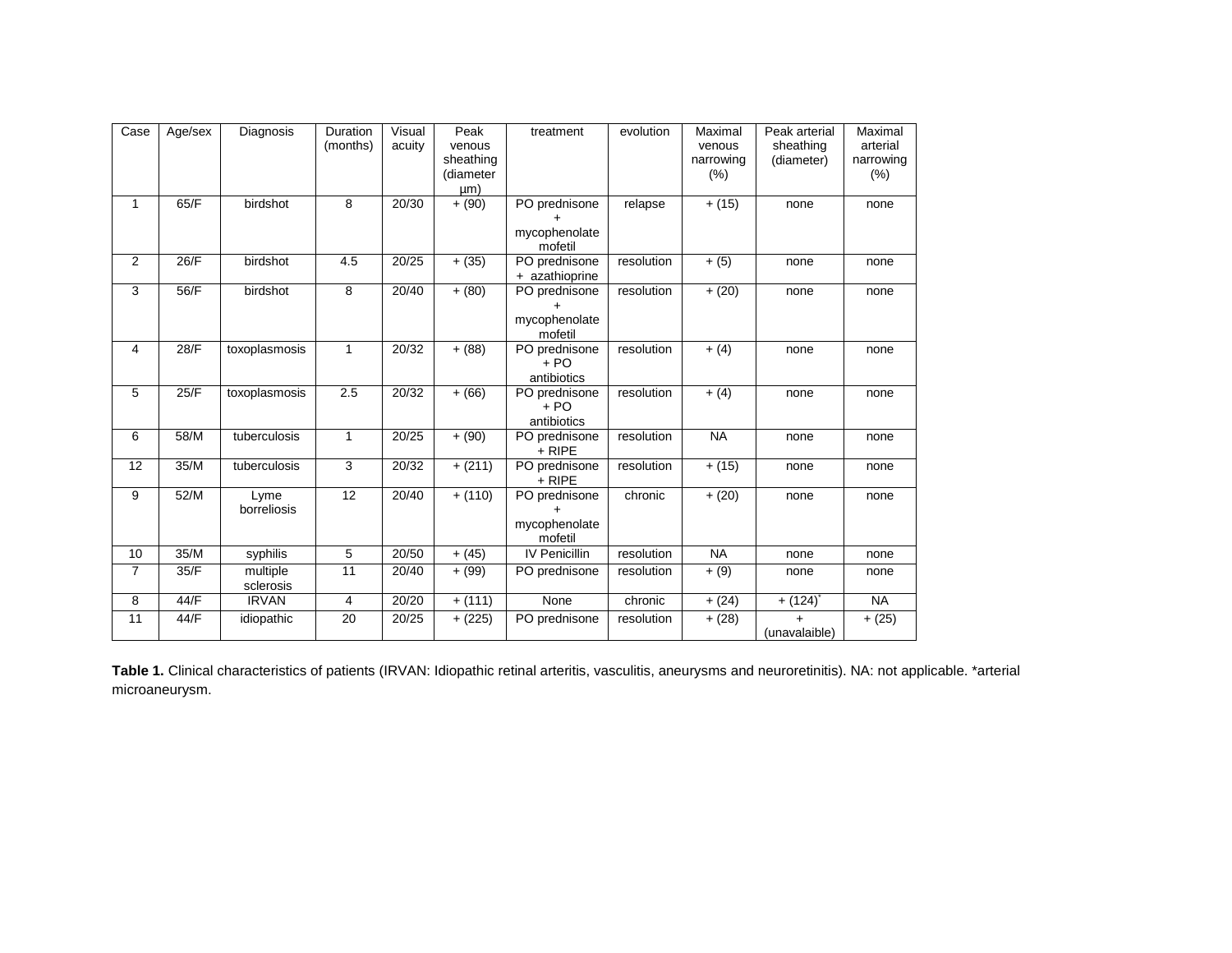| Case | Age/sex | Diagnosis | Duration (months) | Visual acuity | Peak venous sheathing (diameter µm) | treatment | evolution | Maximal venous narrowing (%) | Peak arterial sheathing (diameter) | Maximal arterial narrowing (%) |
|---|---|---|---|---|---|---|---|---|---|---|
| 1 | 65/F | birdshot | 8 | 20/30 | + (90) | PO prednisone + mycophenolate mofetil | relapse | + (15) | none | none |
| 2 | 26/F | birdshot | 4.5 | 20/25 | + (35) | PO prednisone + azathioprine | resolution | + (5) | none | none |
| 3 | 56/F | birdshot | 8 | 20/40 | + (80) | PO prednisone + mycophenolate mofetil | resolution | + (20) | none | none |
| 4 | 28/F | toxoplasmosis | 1 | 20/32 | + (88) | PO prednisone + PO antibiotics | resolution | + (4) | none | none |
| 5 | 25/F | toxoplasmosis | 2.5 | 20/32 | + (66) | PO prednisone + PO antibiotics | resolution | + (4) | none | none |
| 6 | 58/M | tuberculosis | 1 | 20/25 | + (90) | PO prednisone + RIPE | resolution | NA | none | none |
| 12 | 35/M | tuberculosis | 3 | 20/32 | + (211) | PO prednisone + RIPE | resolution | + (15) | none | none |
| 9 | 52/M | Lyme borreliosis | 12 | 20/40 | + (110) | PO prednisone + mycophenolate mofetil | chronic | + (20) | none | none |
| 10 | 35/M | syphilis | 5 | 20/50 | + (45) | IV Penicillin | resolution | NA | none | none |
| 7 | 35/F | multiple sclerosis | 11 | 20/40 | + (99) | PO prednisone | resolution | + (9) | none | none |
| 8 | 44/F | IRVAN | 4 | 20/20 | + (111) | None | chronic | + (24) | + (124)* | NA |
| 11 | 44/F | idiopathic | 20 | 20/25 | + (225) | PO prednisone | resolution | + (28) | + (unavalaible) | + (25) |

**Table 1.** Clinical characteristics of patients (IRVAN: Idiopathic retinal arteritis, vasculitis, aneurysms and neuroretinitis). NA: not applicable. *arterial microaneurysm.